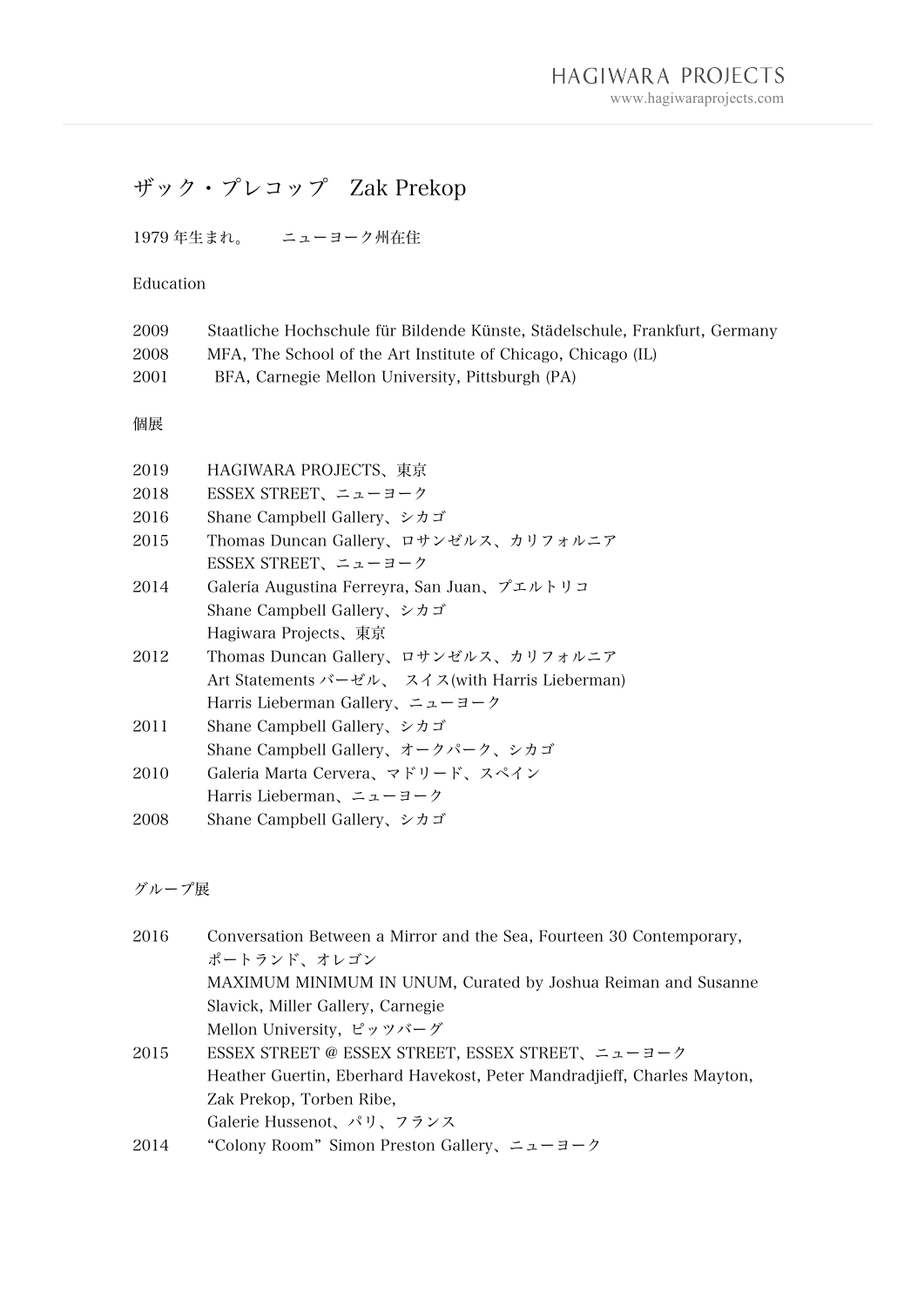# ザック・プレコップ　Zak Prekop

1979 年生まれ。　　ニューヨーク州在住

## Education

2009　Staatliche Hochschule für Bildende Künste, Städelschule, Frankfurt, Germany
2008　MFA, The School of the Art Institute of Chicago, Chicago (IL)
2001　BFA, Carnegie Mellon University, Pittsburgh (PA)

## 個展

2019　HAGIWARA PROJECTS、東京
2018　ESSEX STREET、ニューヨーク
2016　Shane Campbell Gallery、シカゴ
2015　Thomas Duncan Gallery、ロサンゼルス、カリフォルニア
　　　ESSEX STREET、ニューヨーク
2014　Galería Augustina Ferreyra, San Juan、プエルトリコ
　　　Shane Campbell Gallery、シカゴ
　　　Hagiwara Projects、東京
2012　Thomas Duncan Gallery、ロサンゼルス、カリフォルニア
　　　Art Statements バーゼル、 スイス(with Harris Lieberman)
　　　Harris Lieberman Gallery、ニューヨーク
2011　Shane Campbell Gallery、シカゴ
　　　Shane Campbell Gallery、オークパーク、シカゴ
2010　Galeria Marta Cervera、マドリード、スペイン
　　　Harris Lieberman、ニューヨーク
2008　Shane Campbell Gallery、シカゴ

## グループ展

2016　Conversation Between a Mirror and the Sea, Fourteen 30 Contemporary, ポートランド、オレゴン
　　　MAXIMUM MINIMUM IN UNUM, Curated by Joshua Reiman and Susanne Slavick, Miller Gallery, Carnegie Mellon University, ピッツバーグ
2015　ESSEX STREET @ ESSEX STREET, ESSEX STREET、ニューヨーク
　　　Heather Guertin, Eberhard Havekost, Peter Mandradjieff, Charles Mayton, Zak Prekop, Torben Ribe,
　　　Galerie Hussenot、パリ、フランス
2014　“Colony Room” Simon Preston Gallery、ニューヨーク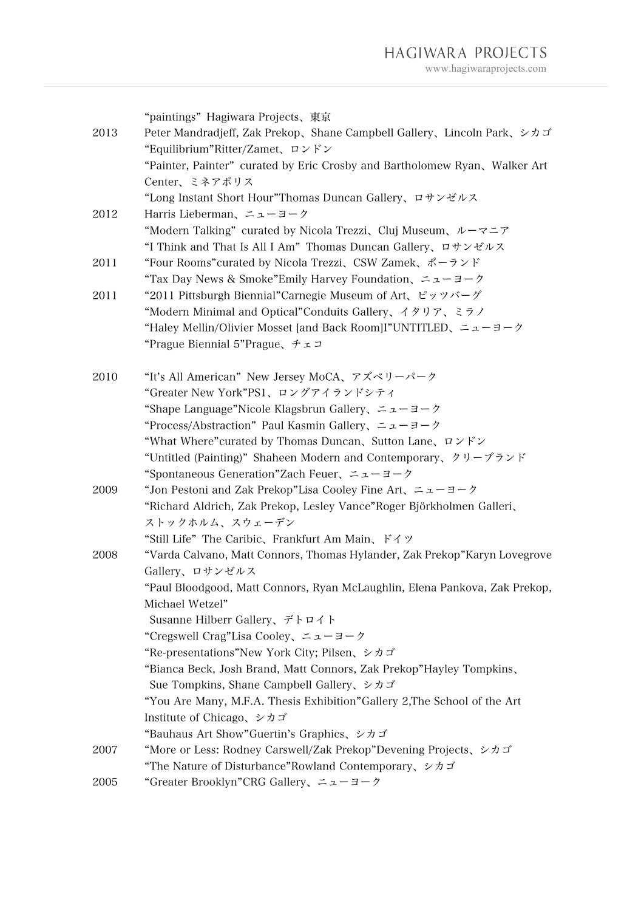"paintings" Hagiwara Projects、東京

2013 Peter Mandradjeff, Zak Prekop、Shane Campbell Gallery、Lincoln Park、シカゴ
"Equilibrium"Ritter/Zamet、ロンドン
"Painter, Painter" curated by Eric Crosby and Bartholomew Ryan、Walker Art Center、ミネアポリス
"Long Instant Short Hour"Thomas Duncan Gallery、ロサンゼルス

2012 Harris Lieberman、ニューヨーク
"Modern Talking" curated by Nicola Trezzi、Cluj Museum、ルーマニア
"I Think and That Is All I Am" Thomas Duncan Gallery、ロサンゼルス

2011 "Four Rooms"curated by Nicola Trezzi、CSW Zamek、ポーランド
"Tax Day News & Smoke"Emily Harvey Foundation、ニューヨーク

2011 "2011 Pittsburgh Biennial"Carnegie Museum of Art、ピッツバーグ
"Modern Minimal and Optical"Conduits Gallery、イタリア、ミラノ
"Haley Mellin/Olivier Mosset [and Back Room]I"UNTITLED、ニューヨーク
"Prague Biennial 5"Prague、チェコ

2010 "It's All American" New Jersey MoCA、アズベリーパーク
"Greater New York"PS1、ロングアイランドシティ
"Shape Language"Nicole Klagsbrun Gallery、ニューヨーク
"Process/Abstraction" Paul Kasmin Gallery、ニューヨーク
"What Where"curated by Thomas Duncan、Sutton Lane、ロンドン
"Untitled (Painting)" Shaheen Modern and Contemporary、クリーブランド
"Spontaneous Generation"Zach Feuer、ニューヨーク

2009 "Jon Pestoni and Zak Prekop"Lisa Cooley Fine Art、ニューヨーク
"Richard Aldrich, Zak Prekop, Lesley Vance"Roger Björkholmen Galleri、ストックホルム、スウェーデン
"Still Life" The Caribic、Frankfurt Am Main、ドイツ

2008 "Varda Calvano, Matt Connors, Thomas Hylander, Zak Prekop"Karyn Lovegrove Gallery、ロサンゼルス
"Paul Bloodgood, Matt Connors, Ryan McLaughlin, Elena Pankova, Zak Prekop, Michael Wetzel"
Susanne Hilberr Gallery、デトロイト
"Cregswell Crag"Lisa Cooley、ニューヨーク
"Re-presentations"New York City; Pilsen、シカゴ
"Bianca Beck, Josh Brand, Matt Connors, Zak Prekop"Hayley Tompkins、Sue Tompkins, Shane Campbell Gallery、シカゴ
"You Are Many, M.F.A. Thesis Exhibition"Gallery 2,The School of the Art Institute of Chicago、シカゴ
"Bauhaus Art Show"Guertin's Graphics、シカゴ

2007 "More or Less: Rodney Carswell/Zak Prekop"Devening Projects、シカゴ
"The Nature of Disturbance"Rowland Contemporary、シカゴ

2005 "Greater Brooklyn"CRG Gallery、ニューヨーク